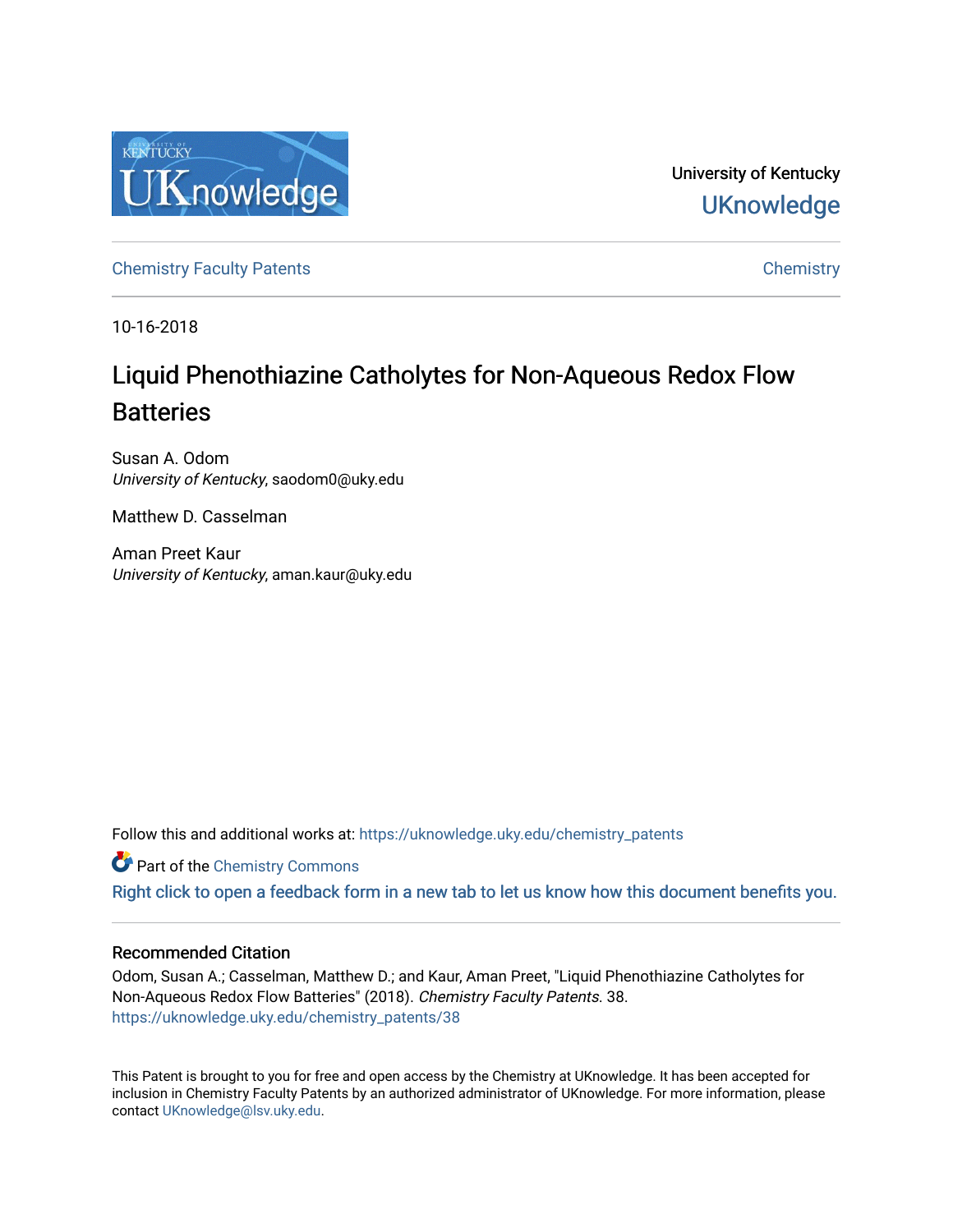University of Kentucky

UKnowledge

Chemistry Faculty Patents

Chemistry

10-16-2018

# Liquid Phenothiazine Catholytes for Non-Aqueous Redox Flow Batteries

Susan A. Odom
*University of Kentucky*, saodom0@uky.edu

Matthew D. Casselman

Aman Preet Kaur
*University of Kentucky*, aman.kaur@uky.edu

Follow this and additional works at: https://uknowledge.uky.edu/chemistry_patents

Part of the Chemistry Commons

Right click to open a feedback form in a new tab to let us know how this document benefits you.

## Recommended Citation

Odom, Susan A.; Casselman, Matthew D.; and Kaur, Aman Preet, "Liquid Phenothiazine Catholytes for Non-Aqueous Redox Flow Batteries" (2018). *Chemistry Faculty Patents*. 38.
https://uknowledge.uky.edu/chemistry_patents/38

This Patent is brought to you for free and open access by the Chemistry at UKnowledge. It has been accepted for inclusion in Chemistry Faculty Patents by an authorized administrator of UKnowledge. For more information, please contact UKnowledge@lsv.uky.edu.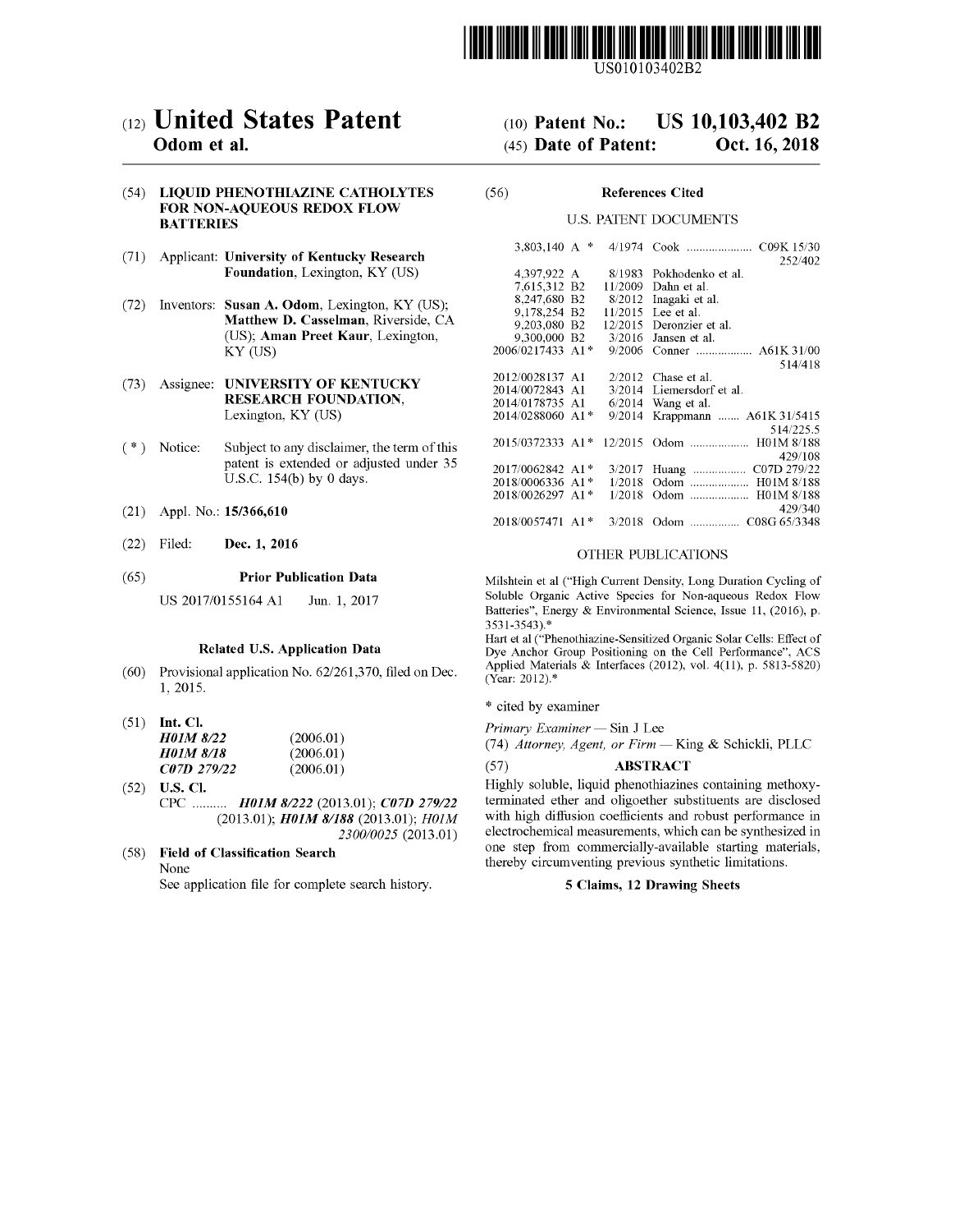US010103402B2

# (12) United States Patent
**Odom et al.**

(10) **Patent No.: US 10,103,402 B2**

(45) **Date of Patent: Oct. 16, 2018**

(54) **LIQUID PHENOTHIAZINE CATHOLYTES FOR NON-AQUEOUS REDOX FLOW BATTERIES**

(71) Applicant: **University of Kentucky Research Foundation**, Lexington, KY (US)

(72) Inventors: **Susan A. Odom**, Lexington, KY (US); **Matthew D. Casselman**, Riverside, CA (US); **Aman Preet Kaur**, Lexington, KY (US)

(73) Assignee: **UNIVERSITY OF KENTUCKY RESEARCH FOUNDATION**, Lexington, KY (US)

( * ) Notice: Subject to any disclaimer, the term of this patent is extended or adjusted under 35 U.S.C. 154(b) by 0 days.

(21) Appl. No.: **15/366,610**

(22) Filed: **Dec. 1, 2016**

(65) **Prior Publication Data**

US 2017/0155164 A1 Jun. 1, 2017

**Related U.S. Application Data**

(60) Provisional application No. 62/261,370, filed on Dec. 1, 2015.

(51) **Int. Cl.**

| | |
|---|---|
| ***H01M 8/22*** | (2006.01) |
| ***H01M 8/18*** | (2006.01) |
| ***C07D 279/22*** | (2006.01) |

(52) **U.S. Cl.**

CPC .......... ***H01M 8/222*** (2013.01); ***C07D 279/22*** (2013.01); ***H01M 8/188*** (2013.01); *H01M 2300/0025* (2013.01)

(58) **Field of Classification Search**

None

See application file for complete search history.

(56) **References Cited**

U.S. PATENT DOCUMENTS

| | | | |
|---|---|---|---|
| 3,803,140 A * | 4/1974 | Cook | C09K 15/30 252/402 |
| 4,397,922 A | 8/1983 | Pokhodenko et al. | |
| 7,615,312 B2 | 11/2009 | Dahn et al. | |
| 8,247,680 B2 | 8/2012 | Inagaki et al. | |
| 9,178,254 B2 | 11/2015 | Lee et al. | |
| 9,203,080 B2 | 12/2015 | Deronzier et al. | |
| 9,300,000 B2 | 3/2016 | Jansen et al. | |
| 2006/0217433 A1* | 9/2006 | Conner | A61K 31/00 514/418 |
| 2012/0028137 A1 | 2/2012 | Chase et al. | |
| 2014/0072843 A1 | 3/2014 | Liemersdorf et al. | |
| 2014/0178735 A1 | 6/2014 | Wang et al. | |
| 2014/0288060 A1* | 9/2014 | Krappmann | A61K 31/5415 514/225.5 |
| 2015/0372333 A1* | 12/2015 | Odom | H01M 8/188 429/108 |
| 2017/0062842 A1* | 3/2017 | Huang | C07D 279/22 |
| 2018/0006336 A1* | 1/2018 | Odom | H01M 8/188 |
| 2018/0026297 A1* | 1/2018 | Odom | H01M 8/188 429/340 |
| 2018/0057471 A1* | 3/2018 | Odom | C08G 65/3348 |

OTHER PUBLICATIONS

Milshtein et al ("High Current Density, Long Duration Cycling of Soluble Organic Active Species for Non-aqueous Redox Flow Batteries", Energy & Environmental Science, Issue 11, (2016), p. 3531-3543).*

Hart et al ("Phenothiazine-Sensitized Organic Solar Cells: Effect of Dye Anchor Group Positioning on the Cell Performance", ACS Applied Materials & Interfaces (2012), vol. 4(11), p. 5813-5820) (Year: 2012).*

\* cited by examiner

*Primary Examiner* — Sin J Lee

(74) *Attorney, Agent, or Firm* — King & Schickli, PLLC

(57) **ABSTRACT**

Highly soluble, liquid phenothiazines containing methoxy-terminated ether and oligoether substituents are disclosed with high diffusion coefficients and robust performance in electrochemical measurements, which can be synthesized in one step from commercially-available starting materials, thereby circumventing previous synthetic limitations.

**5 Claims, 12 Drawing Sheets**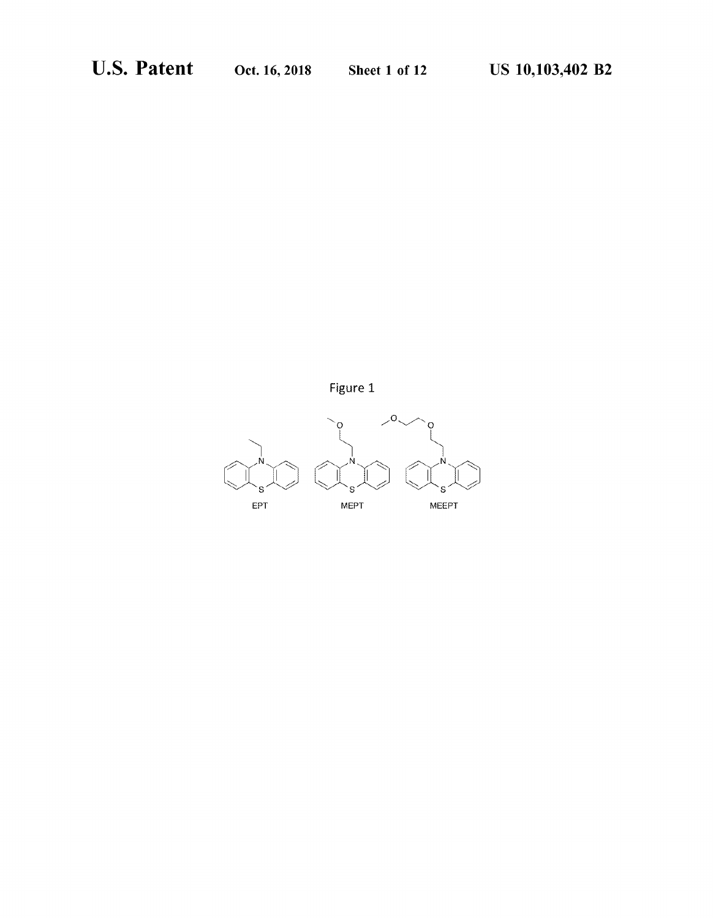Figure 1

EPT MEPT MEEPT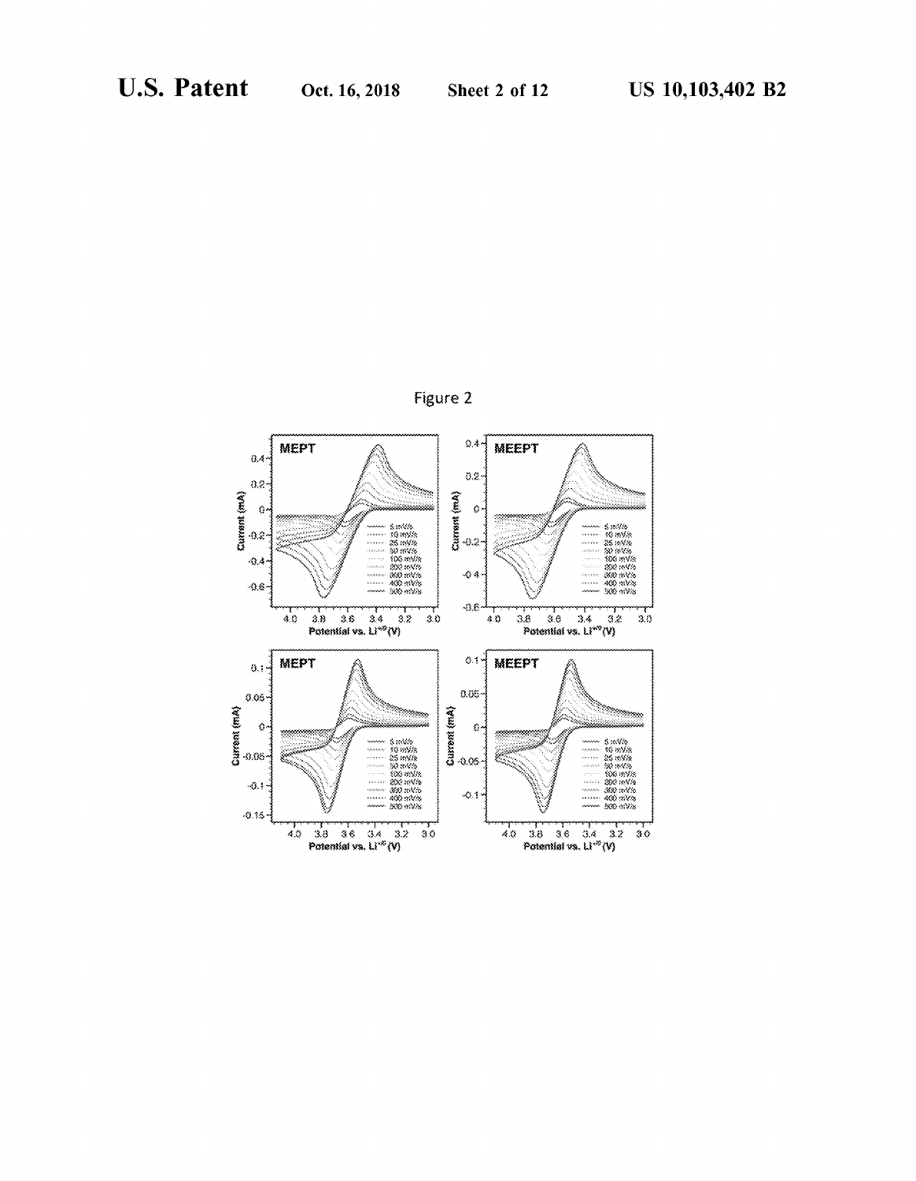Figure 2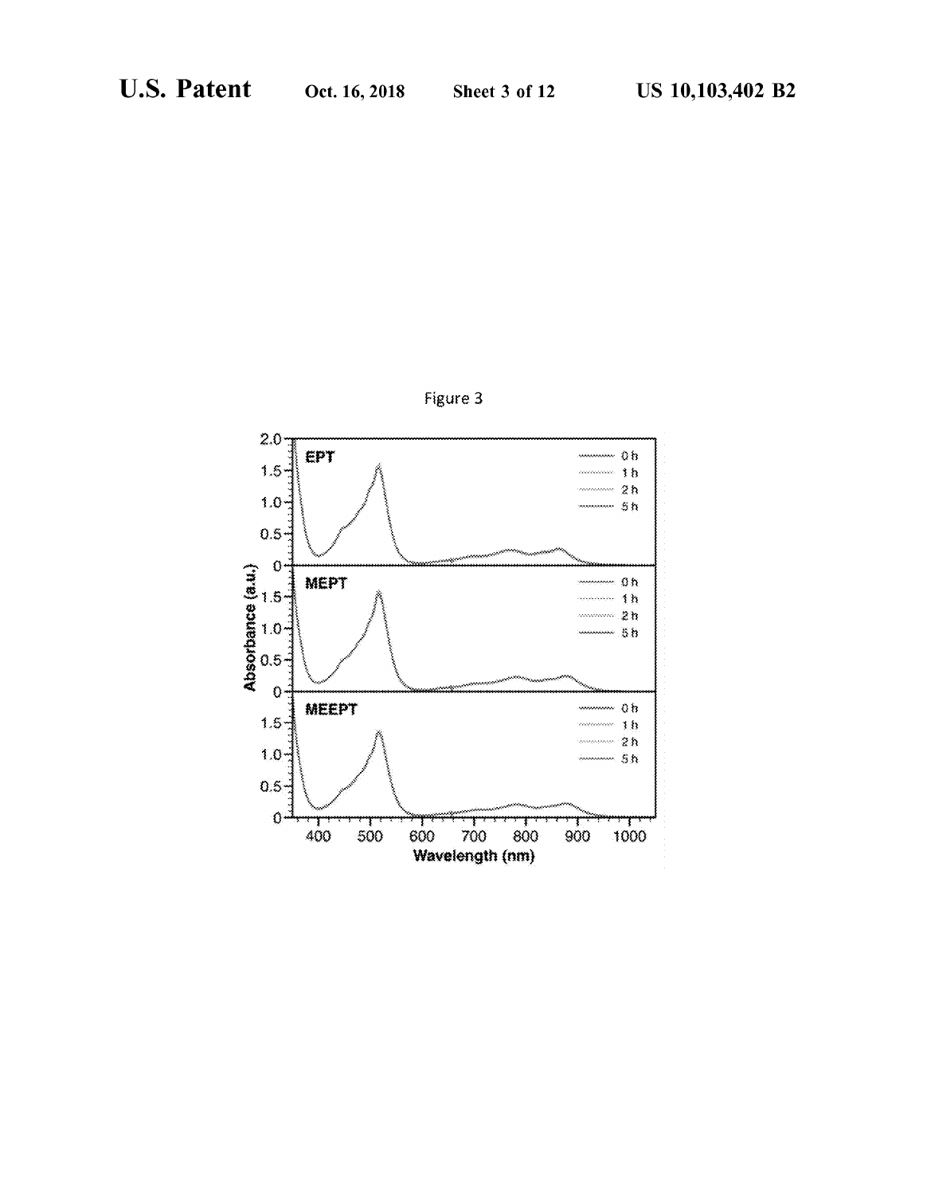Figure 3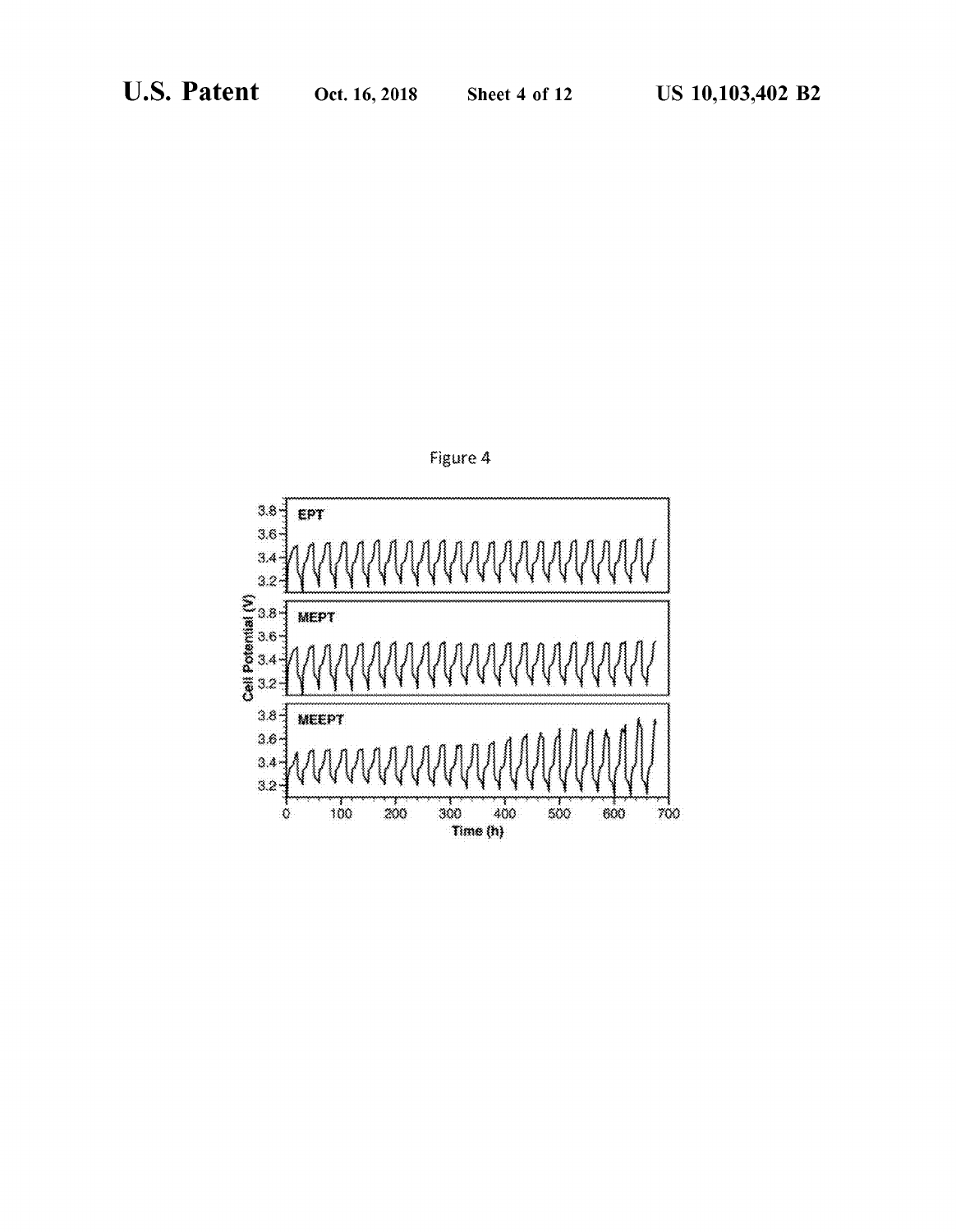Figure 4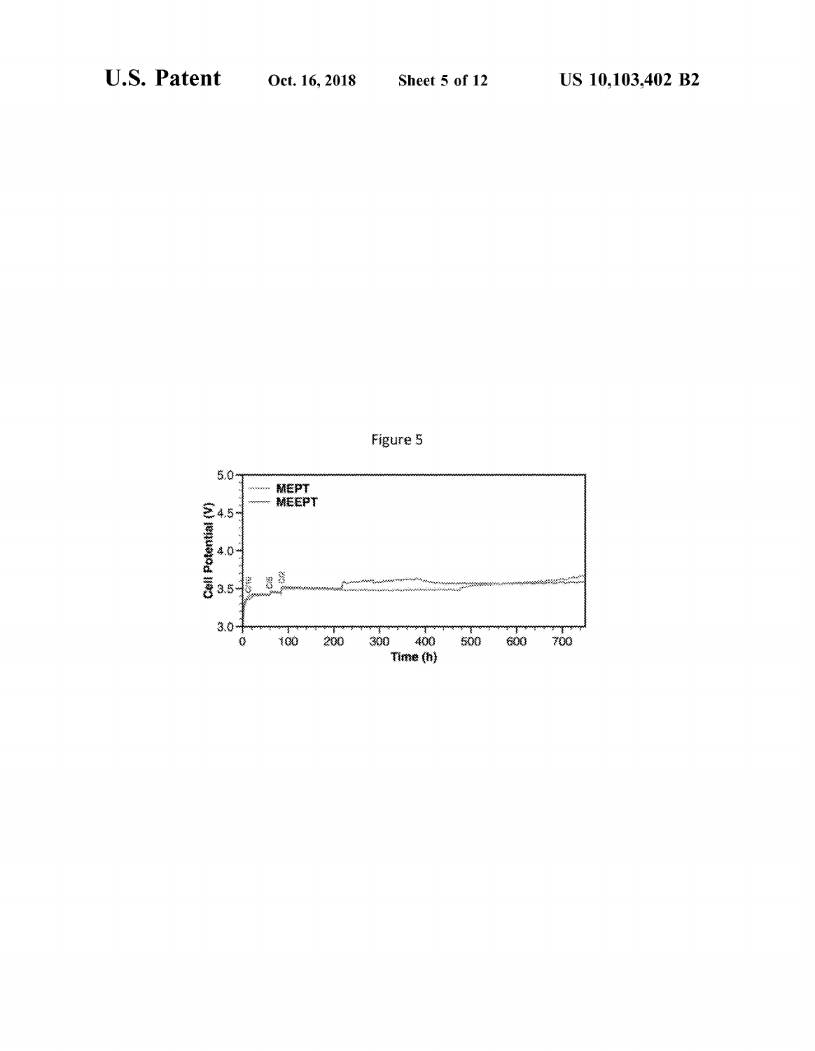Figure 5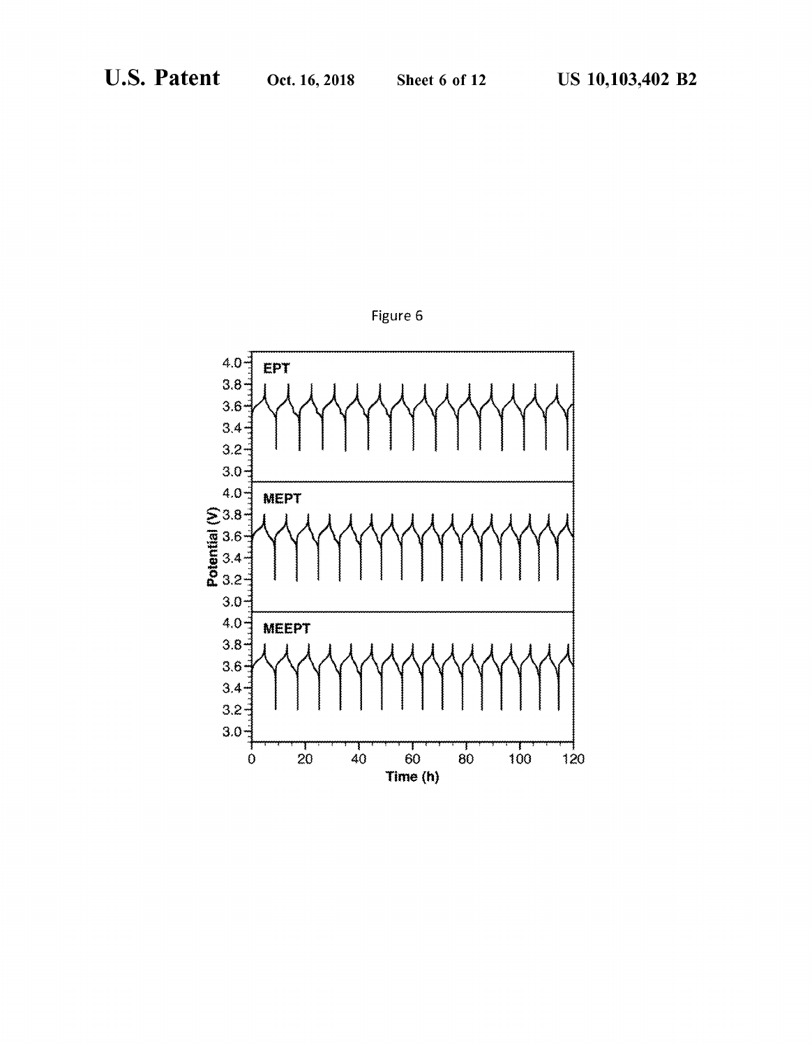Figure 6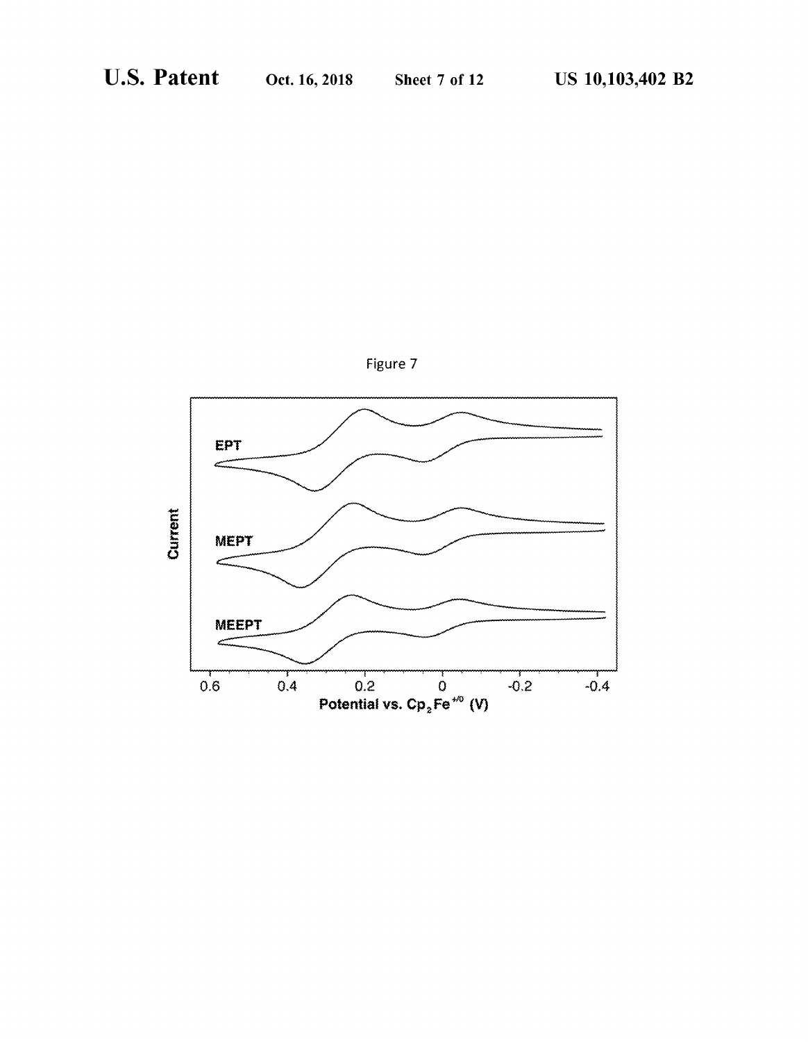Figure 7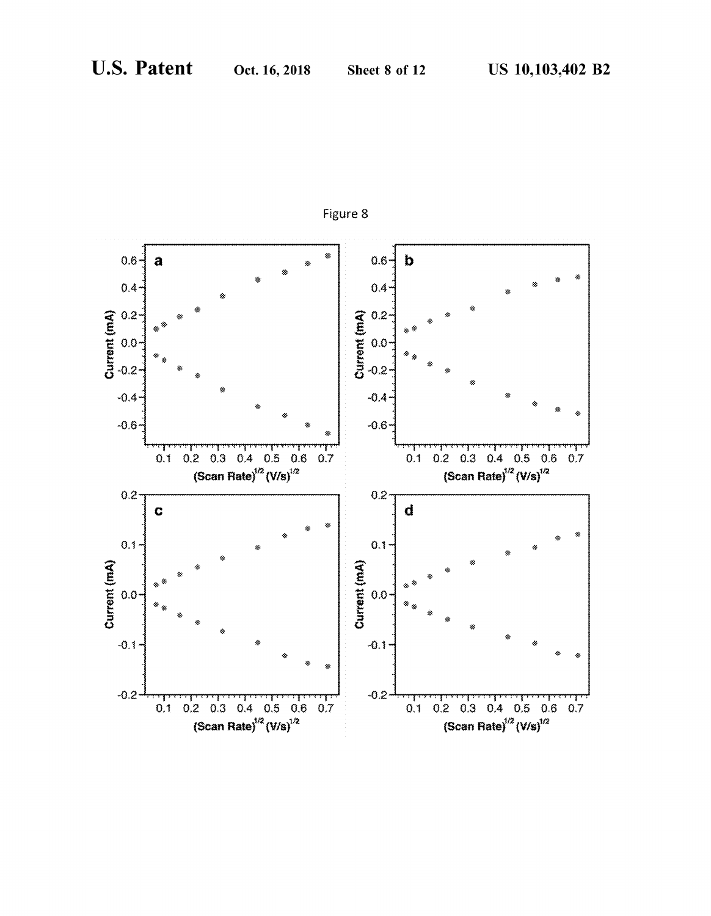Figure 8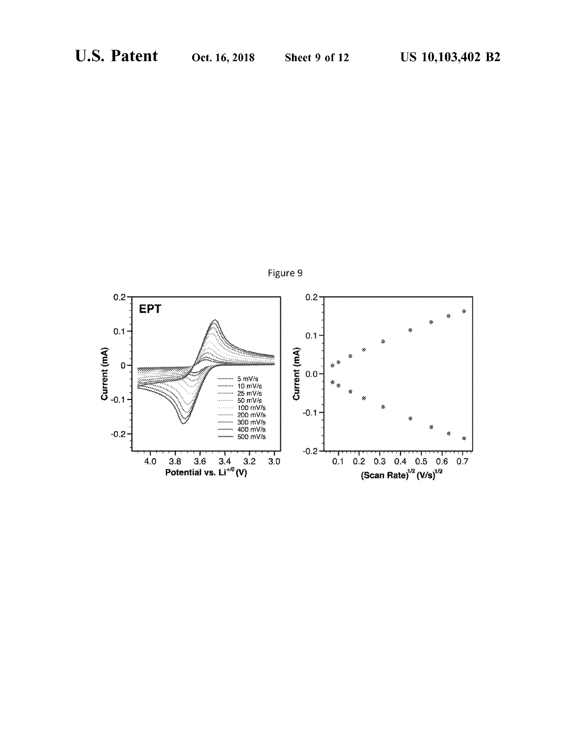Figure 9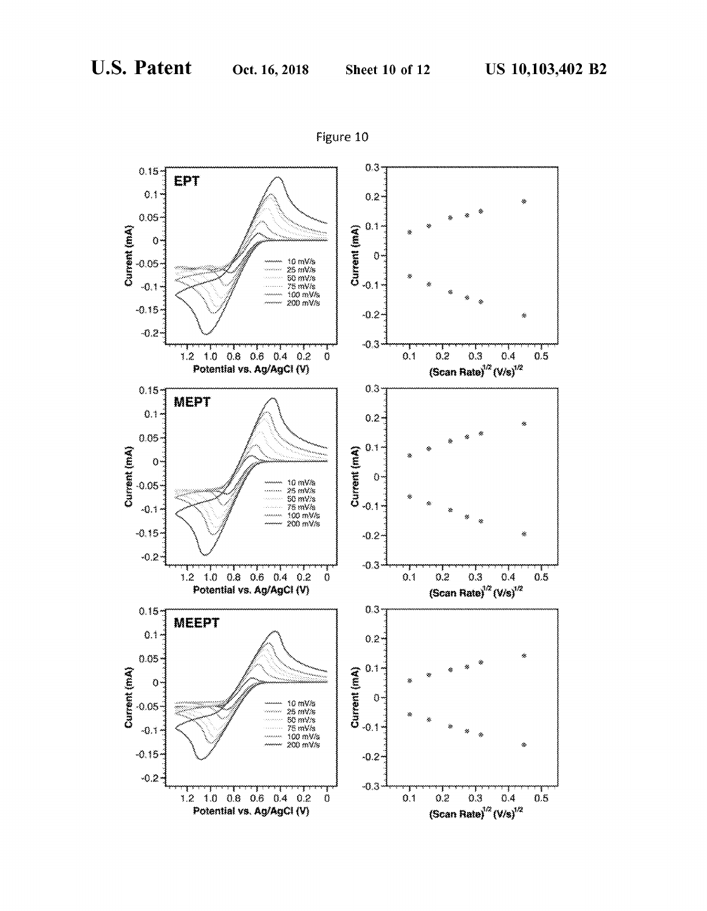Figure 10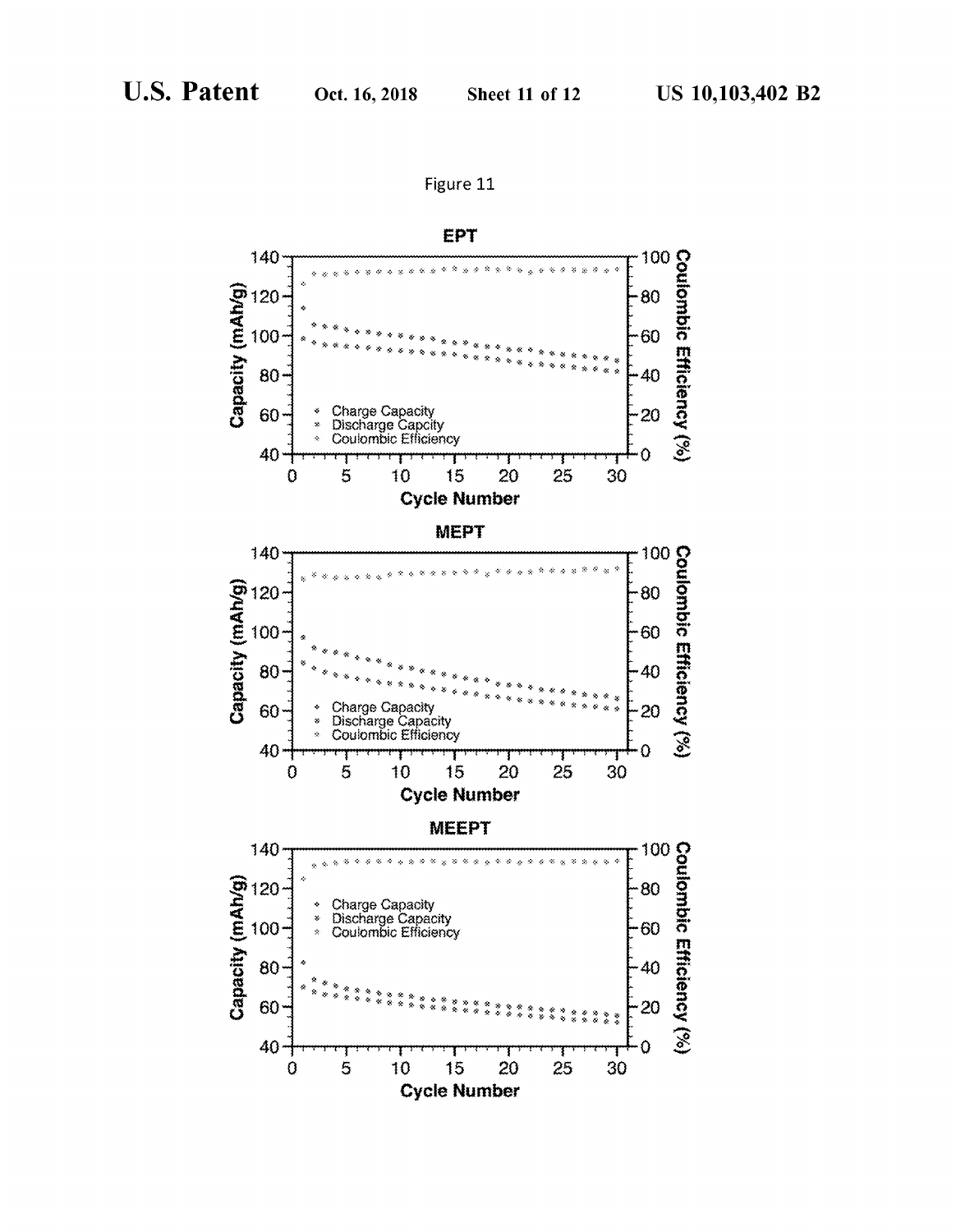Figure 11

EPT

MEPT

MEEPT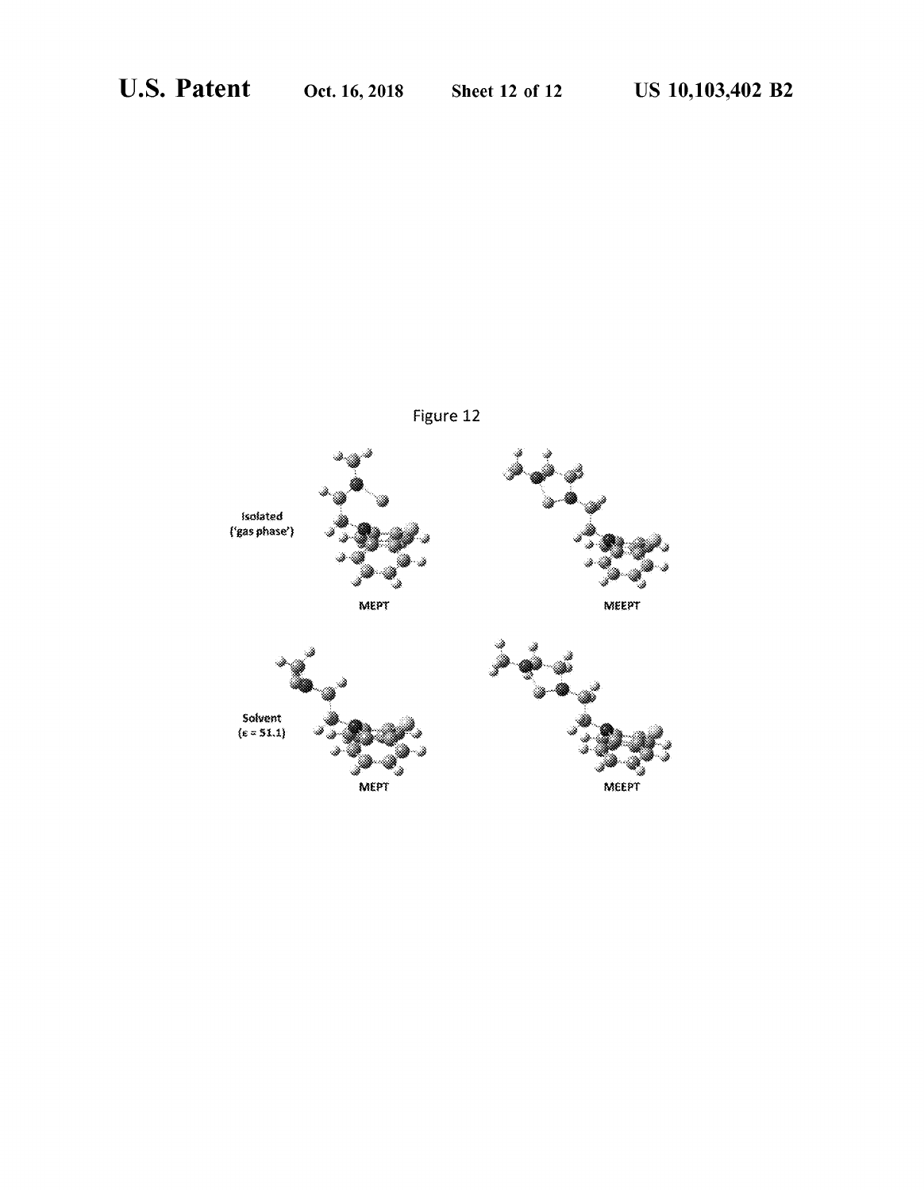Figure 12

Isolated
('gas phase')

MEPT

MEEPT

Solvent
(ε = 51.1)

MEPT

MEEPT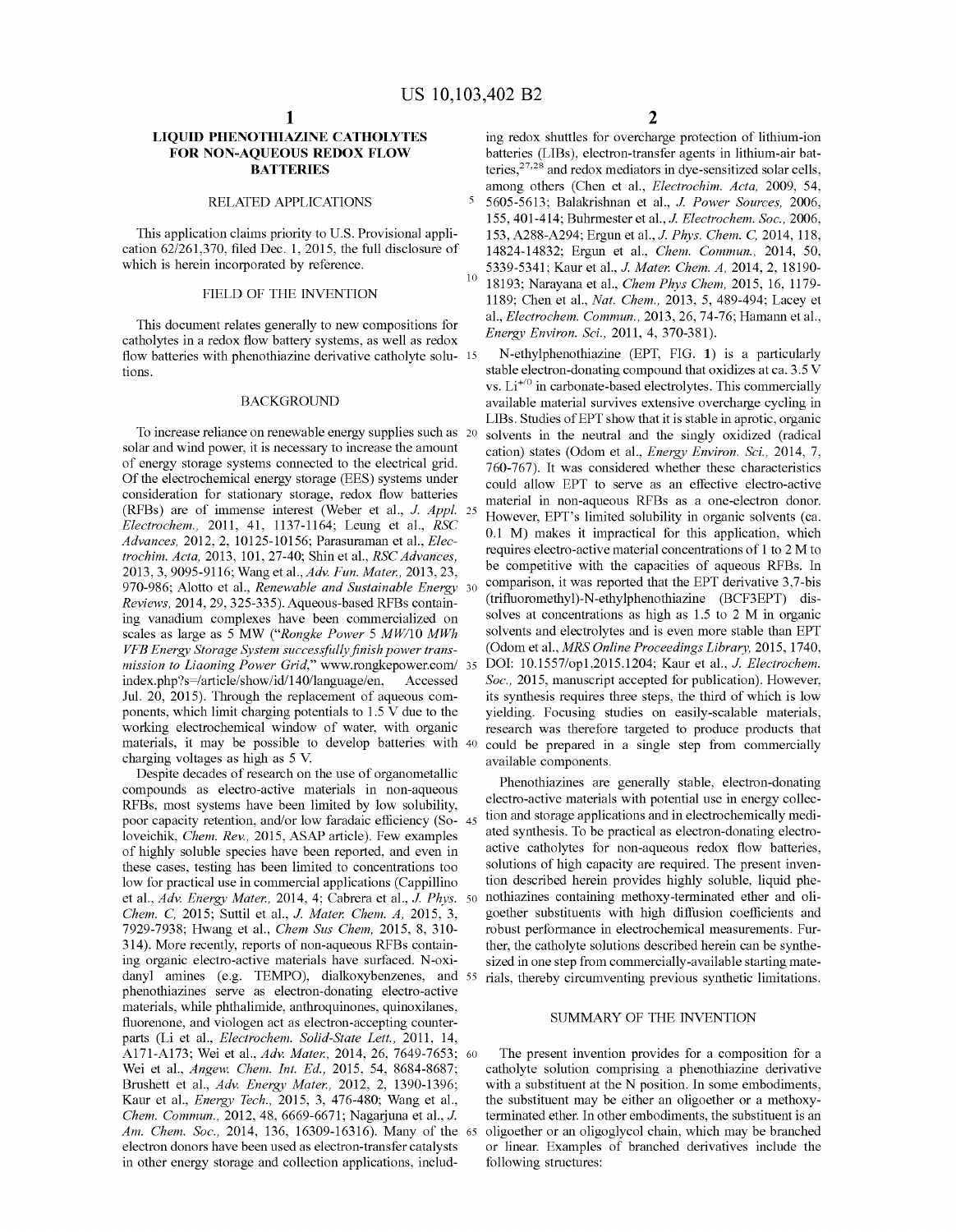# LIQUID PHENOTHIAZINE CATHOLYTES FOR NON-AQUEOUS REDOX FLOW BATTERIES

## RELATED APPLICATIONS

This application claims priority to U.S. Provisional application 62/261,370, filed Dec. 1, 2015, the full disclosure of which is herein incorporated by reference.

## FIELD OF THE INVENTION

This document relates generally to new compositions for catholytes in a redox flow battery systems, as well as redox flow batteries with phenothiazine derivative catholyte solutions.

## BACKGROUND

To increase reliance on renewable energy supplies such as solar and wind power, it is necessary to increase the amount of energy storage systems connected to the electrical grid. Of the electrochemical energy storage (EES) systems under consideration for stationary storage, redox flow batteries (RFBs) are of immense interest (Weber et al., *J. Appl. Electrochem.*, 2011, 41, 1137-1164; Leung et al., *RSC Advances*, 2012, 2, 10125-10156; Parasuraman et al., *Electrochim. Acta*, 2013, 101, 27-40; Shin et al., *RSC Advances*, 2013, 3, 9095-9116; Wang et al., *Adv. Fun. Mater.*, 2013, 23, 970-986; Alotto et al., *Renewable and Sustainable Energy Reviews*, 2014, 29, 325-335). Aqueous-based RFBs containing vanadium complexes have been commercialized on scales as large as 5 MW ("*Rongke Power 5 MW/10 MWh VFB Energy Storage System successfully finish power transmission to Liaoning Power Grid*," www.rongkepower.com/index.php?s=/article/show/id/140/language/en, Accessed Jul. 20, 2015). Through the replacement of aqueous components, which limit charging potentials to 1.5 V due to the working electrochemical window of water, with organic materials, it may be possible to develop batteries with charging voltages as high as 5 V.

Despite decades of research on the use of organometallic compounds as electro-active materials in non-aqueous RFBs, most systems have been limited by low solubility, poor capacity retention, and/or low faradaic efficiency (Soloveichik, *Chem. Rev.*, 2015, ASAP article). Few examples of highly soluble species have been reported, and even in these cases, testing has been limited to concentrations too low for practical use in commercial applications (Cappillino et al., *Adv. Energy Mater.*, 2014, 4; Cabrera et al., *J. Phys. Chem. C*, 2015; Suttil et al., *J. Mater. Chem. A*, 2015, 3, 7929-7938; Hwang et al., *Chem Sus Chem*, 2015, 8, 310-314). More recently, reports of non-aqueous RFBs containing organic electro-active materials have surfaced. N-oxidanyl amines (e.g. TEMPO), dialkoxybenzenes, and phenothiazines serve as electron-donating electro-active materials, while phthalimide, anthroquinones, quinoxilanes, fluorenone, and viologen act as electron-accepting counterparts (Li et al., *Electrochem. Solid-State Lett.*, 2011, 14, A171-A173; Wei et al., *Adv. Mater.*, 2014, 26, 7649-7653; Wei et al., *Angew. Chem. Int. Ed.*, 2015, 54, 8684-8687; Brushett et al., *Adv. Energy Mater.*, 2012, 2, 1390-1396; Kaur et al., *Energy Tech.*, 2015, 3, 476-480; Wang et al., *Chem. Commun.*, 2012, 48, 6669-6671; Nagarjuna et al., *J. Am. Chem. Soc.*, 2014, 136, 16309-16316). Many of the electron donors have been used as electron-transfer catalysts in other energy storage and collection applications, including redox shuttles for overcharge protection of lithium-ion batteries (LIBs), electron-transfer agents in lithium-air batteries,[27,28] and redox mediators in dye-sensitized solar cells, among others (Chen et al., *Electrochim. Acta*, 2009, 54, 5605-5613; Balakrishnan et al., *J. Power Sources*, 2006, 155, 401-414; Buhrmester et al., *J. Electrochem. Soc.*, 2006, 153, A288-A294; Ergun et al., *J. Phys. Chem. C*, 2014, 118, 14824-14832; Ergun et al., *Chem. Commun.*, 2014, 50, 5339-5341; Kaur et al., *J. Mater. Chem. A*, 2014, 2, 18190-18193; Narayana et al., *Chem Phys Chem*, 2015, 16, 1179-1189; Chen et al., *Nat. Chem.*, 2013, 5, 489-494; Lacey et al., *Electrochem. Commun.*, 2013, 26, 74-76; Hamann et al., *Energy Environ. Sci.*, 2011, 4, 370-381).

N-ethylphenothiazine (EPT, FIG. 1) is a particularly stable electron-donating compound that oxidizes at ca. 3.5 V vs. $Li^{+/0}$ in carbonate-based electrolytes. This commercially available material survives extensive overcharge cycling in LIBs. Studies of EPT show that it is stable in aprotic, organic solvents in the neutral and the singly oxidized (radical cation) states (Odom et al., *Energy Environ. Sci.*, 2014, 7, 760-767). It was considered whether these characteristics could allow EPT to serve as an effective electro-active material in non-aqueous RFBs as a one-electron donor. However, EPT's limited solubility in organic solvents (ca. 0.1 M) makes it impractical for this application, which requires electro-active material concentrations of 1 to 2 M to be competitive with the capacities of aqueous RFBs. In comparison, it was reported that the EPT derivative 3,7-bis (trifluoromethyl)-N-ethylphenothiazine (BCF3EPT) dissolves at concentrations as high as 1.5 to 2 M in organic solvents and electrolytes and is even more stable than EPT (Odom et al., *MRS Online Proceedings Library*, 2015, 1740, DOI: 10.1557/opl.2015.1204; Kaur et al., *J. Electrochem. Soc.*, 2015, manuscript accepted for publication). However, its synthesis requires three steps, the third of which is low yielding. Focusing studies on easily-scalable materials, research was therefore targeted to produce products that could be prepared in a single step from commercially available components.

Phenothiazines are generally stable, electron-donating electro-active materials with potential use in energy collection and storage applications and in electrochemically mediated synthesis. To be practical as electron-donating electroactive catholytes for non-aqueous redox flow batteries, solutions of high capacity are required. The present invention described herein provides highly soluble, liquid phenothiazines containing methoxy-terminated ether and oligoether substituents with high diffusion coefficients and robust performance in electrochemical measurements. Further, the catholyte solutions described herein can be synthesized in one step from commercially-available starting materials, thereby circumventing previous synthetic limitations.

## SUMMARY OF THE INVENTION

The present invention provides for a composition for a catholyte solution comprising a phenothiazine derivative with a substituent at the N position. In some embodiments, the substituent may be either an oligoether or a methoxy-terminated ether. In other embodiments, the substituent is an oligoether or an oligoglycol chain, which may be branched or linear. Examples of branched derivatives include the following structures: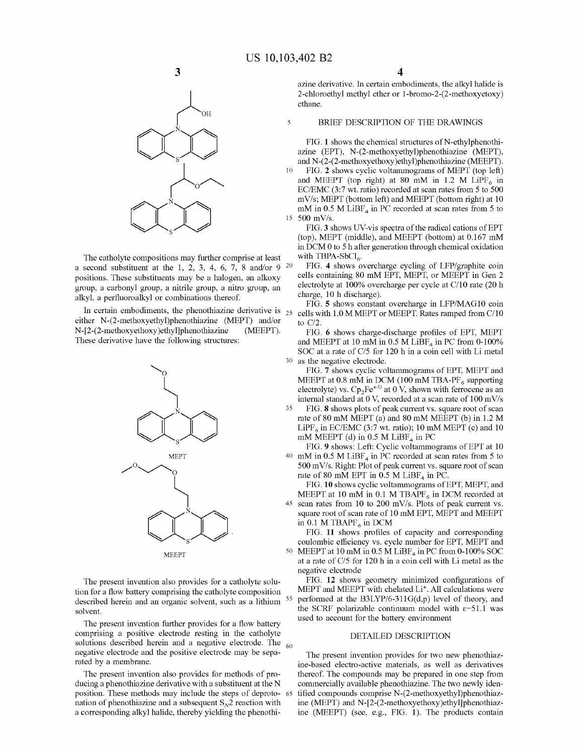The catholyte compositions may further comprise at least a second substituent at the 1, 2, 3, 4, 6, 7, 8 and/or 9 positions. These substituents may be a halogen, an alkoxy group, a carbonyl group, a nitrile group, a nitro group, an alkyl, a perfluoroalkyl or combinations thereof.

In certain embodiments, the phenothiazine derivative is either N-(2-methoxyethyl)phenothiazine (MEPT) and/or N-[2-(2-methoxyethoxy)ethyl]phenothiazine (MEEPT). These derivative have the following structures:

MEPT

MEEPT

The present invention also provides for a catholyte solution for a flow battery comprising the catholyte composition described herein and an organic solvent, such as a lithium solvent.

The present invention further provides for a flow battery comprising a positive electrode resting in the catholyte solutions described herein and a negative electrode. The negative electrode and the positive electrode may be separated by a membrane.

The present invention also provides for methods of producing a phenothiazine derivative with a substituent at the N position. These methods may include the steps of deprotonation of phenothiazine and a subsequent $S_N2$ reaction with a corresponding alkyl halide, thereby yielding the phenothiazine derivative. In certain embodiments, the alkyl halide is 2-chloroethyl methyl ether or 1-bromo-2-(2-methoxyetoxy) ethane.

## BRIEF DESCRIPTION OF THE DRAWINGS

FIG. 1 shows the chemical structures of N-ethylphenothiazine (EPT), N-(2-methoxyethyl)phenothiazine (MEPT), and N-(2-(2-methoxyethoxy)ethyl)phenothiazine (MEEPT).

FIG. 2 shows cyclic voltammograms of MEPT (top left) and MEEPT (top right) at 80 mM in 1.2 M $LiPF_6$ in EC/EMC (3:7 wt. ratio) recorded at scan rates from 5 to 500 mV/s; MEPT (bottom left) and MEEPT (bottom right) at 10 mM in 0.5 M $LiBF_4$ in PC recorded at scan rates from 5 to 500 mV/s.

FIG. 3 shows UV-vis spectra of the radical cations of EPT (top), MEPT (middle), and MEEPT (bottom) at 0.167 mM in DCM 0 to 5 h after generation through chemical oxidation with TBPA-$SbCl_6$.

FIG. 4 shows overcharge cycling of LFP/graphite coin cells containing 80 mM EPT, MEPT, or MEEPT in Gen 2 electrolyte at 100% overcharge per cycle at C/10 rate (20 h charge, 10 h discharge).

FIG. 5 shows constant overcharge in LFP/MAG10 coin cells with 1.0 M MEPT or MEEPT. Rates ramped from C/10 to C/2.

FIG. 6 shows charge-discharge profiles of EPT, MEPT and MEEPT at 10 mM in 0.5 M $LiBF_4$ in PC from 0-100% SOC at a rate of C/5 for 120 h in a coin cell with Li metal as the negative electrode.

FIG. 7 shows cyclic voltammograms of EPT, MEPT and MEEPT at 0.8 mM in DCM (100 mM TBA-$PF_6$ supporting electrolyte) vs. $Cp_2Fe^{+/0}$ at 0 V, shown with ferrocene as an internal standard at 0 V, recorded at a scan rate of 100 mV/s

FIG. 8 shows plots of peak current vs. square root of scan rate of 80 mM MEPT (a) and 80 mM MEEPT (b) in 1.2 M $LiPF_6$ in EC/EMC (3:7 wt. ratio); 10 mM MEPT (c) and 10 mM MEEPT (d) in 0.5 M $LiBF_4$ in PC

FIG. 9 shows: Left: Cyclic voltammograms of EPT at 10 mM in 0.5 M $LiBF_4$ in PC recorded at scan rates from 5 to 500 mV/s. Right: Plot of peak current vs. square root of scan rate of 80 mM EPT in 0.5 M $LiBF_4$ in PC.

FIG. 10 shows cyclic voltammograms of EPT, MEPT, and MEEPT at 10 mM in 0.1 M $TBAPF_6$ in DCM recorded at scan rates from 10 to 200 mV/s. Plots of peak current vs. square root of scan rate of 10 mM EPT, MEPT and MEEPT in 0.1 M $TBAPF_6$ in DCM

FIG. 11 shows profiles of capacity and corresponding coulombic efficiency vs. cycle number for EPT, MEPT and MEEPT at 10 mM in 0.5 M $LiBF_4$ in PC from 0-100% SOC at a rate of C/5 for 120 h in a coin cell with Li metal as the negative electrode

FIG. 12 shows geometry minimized configurations of MEPT and MEEPT with chelated $Li^+$. All calculations were performed at the B3LYP/6-311G(d,p) level of theory, and the SCRF polarizable continuum model with $\varepsilon=51.1$ was used to account for the battery environment

## DETAILED DESCRIPTION

The present invention provides for two new phenothiazine-based electro-active materials, as well as derivatives thereof. The compounds may be prepared in one step from commercially available phenothiazine. The two newly identified compounds comprise N-(2-methoxyethyl)phenothiazine (MEPT) and N-[2-(2-methoxyethoxy)ethyl]phenothiazine (MEEPT) (see, e.g., FIG. 1). The products contain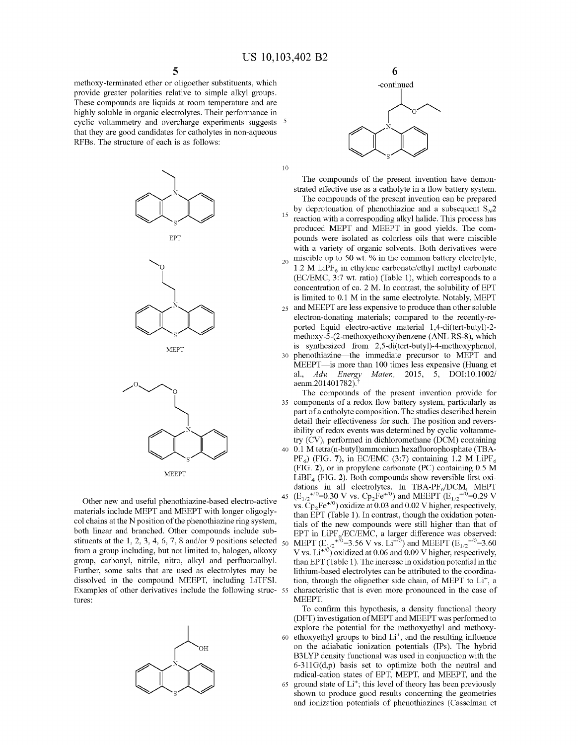methoxy-terminated ether or oligoether substituents, which provide greater polarities relative to simple alkyl groups. These compounds are liquids at room temperature and are highly soluble in organic electrolytes. Their performance in cyclic voltammetry and overcharge experiments suggests that they are good candidates for catholytes in non-aqueous RFBs. The structure of each is as follows:

EPT

MEPT

MEEPT

Other new and useful phenothiazine-based electro-active materials include MEPT and MEEPT with longer oligoglycol chains at the N position of the phenothiazine ring system, both linear and branched. Other compounds include substituents at the 1, 2, 3, 4, 6, 7, 8 and/or 9 positions selected from a group including, but not limited to, halogen, alkoxy group, carbonyl, nitrile, nitro, alkyl and perfluoroalbyl. Further, some salts that are used as electrolytes may be dissolved in the compound MEEPT, including LiTFSI. Examples of other derivatives include the following structures:

-continued

The compounds of the present invention have demonstrated effective use as a catholyte in a flow battery system.

The compounds of the present invention can be prepared by deprotonation of phenothiazine and a subsequent $S_N2$ reaction with a corresponding alkyl halide. This process has produced MEPT and MEEPT in good yields. The compounds were isolated as colorless oils that were miscible with a variety of organic solvents. Both derivatives were miscible up to 50 wt. % in the common battery electrolyte, 1.2 M $LiPF_6$ in ethylene carbonate/ethyl methyl carbonate (EC/EMC, 3:7 wt. ratio) (Table 1), which corresponds to a concentration of ca. 2 M. In contrast, the solubility of EPT is limited to 0.1 M in the same electrolyte. Notably, MEPT and MEEPT are less expensive to produce than other soluble electron-donating materials; compared to the recently-reported liquid electro-active material 1,4-di(tert-butyl)-2-methoxy-5-(2-methoxyethoxy)benzene (ANL RS-8), which is synthesized from 2,5-di(tert-butyl)-4-methoxyphenol, phenothiazine—the immediate precursor to MEPT and MEEPT—is more than 100 times less expensive (Huang et al., *Adv. Energy Mater.*, 2015, 5, DOI:10.1002/aenm.201401782).†

The compounds of the present invention provide for components of a redox flow battery system, particularly as part of a catholyte composition. The studies described herein detail their effectiveness for such. The position and reversibility of redox events was determined by cyclic voltammetry (CV), performed in dichloromethane (DCM) containing 0.1 M tetra(n-butyl)ammonium hexafluorophosphate (TBA-$PF_6$) (FIG. 7), in EC/EMC (3:7) containing 1.2 M $LiPF_6$ (FIG. 2), or in propylene carbonate (PC) containing 0.5 M $LiBF_4$ (FIG. 2). Both compounds show reversible first oxidations in all electrolytes. In TBA-$PF_6$/DCM, MEPT ($E_{1/2}^{+/0}$=0.30 V vs. $Cp_2Fe^{+/0}$) and MEEPT ($E_{1/2}^{+/0}$=0.29 V vs. $Cp_2Fe^{+/0}$) oxidize at 0.03 and 0.02 V higher, respectively, than EPT (Table 1). In contrast, though the oxidation potentials of the new compounds were still higher than that of EPT in $LiPF_6$/EC/EMC, a larger difference was observed: MEPT ($E_{1/2}^{+/0}$=3.56 V vs. $Li^{+/0}$) and MEEPT ($E_{1/2}^{+/0}$=3.60 V vs. $Li^{+/0}$) oxidized at 0.06 and 0.09 V higher, respectively, than EPT (Table 1). The increase in oxidation potential in the lithium-based electrolytes can be attributed to the coordination, through the oligoether side chain, of MEPT to $Li^+$, a characteristic that is even more pronounced in the case of MEEPT.

To confirm this hypothesis, a density functional theory (DFT) investigation of MEPT and MEEPT was performed to explore the potential for the methoxyethyl and methoxyethoxyethyl groups to bind $Li^+$, and the resulting influence on the adiabatic ionization potentials (IPs). The hybrid B3LYP density functional was used in conjunction with the 6-311G(d,p) basis set to optimize both the neutral and radical-cation states of EPT, MEPT, and MEEPT, and the ground state of $Li^+$; this level of theory has been previously shown to produce good results concerning the geometries and ionization potentials of phenothiazines (Casselman et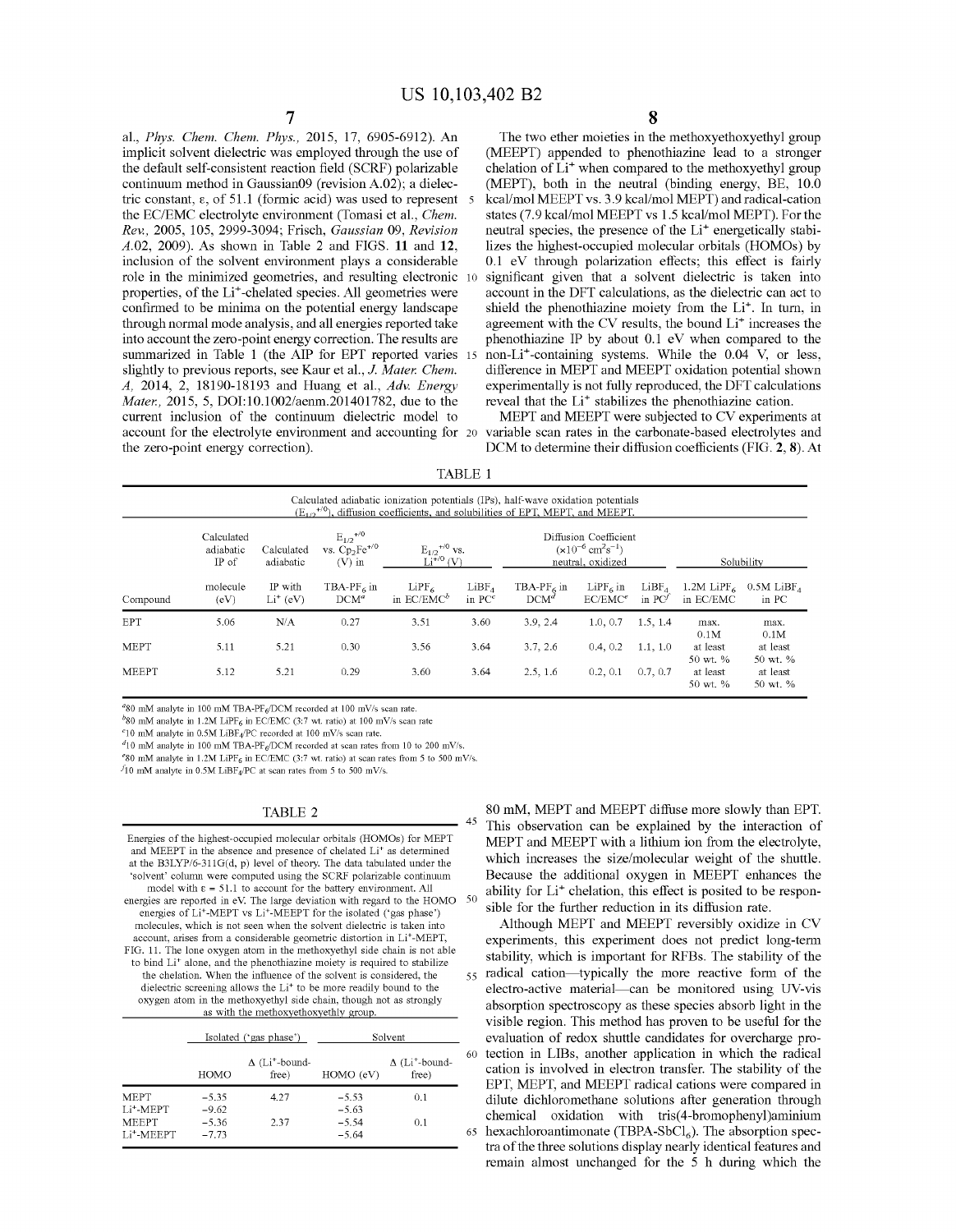al., *Phys. Chem. Chem. Phys.,* 2015, 17, 6905-6912). An implicit solvent dielectric was employed through the use of the default self-consistent reaction field (SCRF) polarizable continuum method in Gaussian09 (revision A.02); a dielectric constant, ε, of 51.1 (formic acid) was used to represent the EC/EMC electrolyte environment (Tomasi et al., *Chem. Rev.,* 2005, 105, 2999-3094; Frisch, *Gaussian* 09, *Revision A*.02, 2009). As shown in Table 2 and FIGS. **11** and **12**, inclusion of the solvent environment plays a considerable role in the minimized geometries, and resulting electronic properties, of the $Li^+$-chelated species. All geometries were confirmed to be minima on the potential energy landscape through normal mode analysis, and all energies reported take into account the zero-point energy correction. The results are summarized in Table 1 (the AIP for EPT reported varies slightly to previous reports, see Kaur et al., *J. Mater. Chem. A,* 2014, 2, 18190-18193 and Huang et al., *Adv. Energy Mater.,* 2015, 5, DOI:10.1002/aenm.201401782, due to the current inclusion of the continuum dielectric model to account for the electrolyte environment and accounting for the zero-point energy correction).

The two ether moieties in the methoxyethoxyethyl group (MEEPT) appended to phenothiazine lead to a stronger chelation of $Li^+$ when compared to the methoxyethyl group (MEPT), both in the neutral (binding energy, BE, 10.0 kcal/mol MEEPT vs. 3.9 kcal/mol MEPT) and radical-cation states (7.9 kcal/mol MEEPT vs 1.5 kcal/mol MEPT). For the neutral species, the presence of the $Li^+$ energetically stabilizes the highest-occupied molecular orbitals (HOMOs) by 0.1 eV through polarization effects; this effect is fairly significant given that a solvent dielectric is taken into account in the DFT calculations, as the dielectric can act to shield the phenothiazine moiety from the $Li^+$. In turn, in agreement with the CV results, the bound $Li^+$ increases the phenothiazine IP by about 0.1 eV when compared to the non-$Li^+$-containing systems. While the 0.04 V, or less, difference in MEPT and MEEPT oxidation potential shown experimentally is not fully reproduced, the DFT calculations reveal that the $Li^+$ stabilizes the phenothiazine cation.

MEPT and MEEPT were subjected to CV experiments at variable scan rates in the carbonate-based electrolytes and DCM to determine their diffusion coefficients (FIG. **2**, **8**). At

TABLE 1

Calculated adiabatic ionization potentials (IPs), half-wave oxidation potentials ($E_{1/2}^{+/0}$), diffusion coefficients, and solubilities of EPT, MEPT, and MEEPT.

| Compound | Calculated adiabatic IP of molecule (eV) | Calculated adiabatic IP with $Li^+$ (eV) | $E_{1/2}^{+/0}$ vs. $Cp_2Fe^{+/0}$ (V) in TBA-$PF_6$ in DCM[a] | $E_{1/2}^{+/0}$ vs. $Li^{+/0}$ (V) $LiPF_6$ in EC/EMC[b] | $E_{1/2}^{+/0}$ vs. $Li^{+/0}$ (V) $LiBF_4$ in PC[c] | Diffusion Coefficient ($\times10^{-6}$ $cm^2s^{-1}$) neutral, oxidized: TBA-$PF_6$ in DCM[d] | $LiPF_6$ in EC/EMC[e] | $LiBF_4$ in PC[f] | Solubility: 1.2M $LiPF_6$ in EC/EMC | 0.5M $LiBF_4$ in PC |
|---|---|---|---|---|---|---|---|---|---|---|
| EPT | 5.06 | N/A | 0.27 | 3.51 | 3.60 | 3.9, 2.4 | 1.0, 0.7 | 1.5, 1.4 | max. 0.1M | max. 0.1M |
| MEPT | 5.11 | 5.21 | 0.30 | 3.56 | 3.64 | 3.7, 2.6 | 0.4, 0.2 | 1.1, 1.0 | at least 50 wt. % | at least 50 wt. % |
| MEEPT | 5.12 | 5.21 | 0.29 | 3.60 | 3.64 | 2.5, 1.6 | 0.2, 0.1 | 0.7, 0.7 | at least 50 wt. % | at least 50 wt. % |

[a]80 mM analyte in 100 mM TBA-$PF_6$/DCM recorded at 100 mV/s scan rate.
[b]80 mM analyte in 1.2M $LiPF_6$ in EC/EMC (3:7 wt. ratio) at 100 mV/s scan rate
[c]10 mM analyte in 0.5M $LiBF_4$/PC recorded at 100 mV/s scan rate.
[d]10 mM analyte in 100 mM TBA-$PF_6$/DCM recorded at scan rates from 10 to 200 mV/s.
[e]80 mM analyte in 1.2M $LiPF_6$ in EC/EMC (3:7 wt. ratio) at scan rates from 5 to 500 mV/s.
[f]10 mM analyte in 0.5M $LiBF_4$/PC at scan rates from 5 to 500 mV/s.

TABLE 2

Energies of the highest-occupied molecular orbitals (HOMOs) for MEPT and MEEPT in the absence and presence of chelated $Li^+$ as determined at the B3LYP/6-311G(d, p) level of theory. The data tabulated under the 'solvent' column were computed using the SCRF polarizable continuum model with ε = 51.1 to account for the battery environment. All energies are reported in eV. The large deviation with regard to the HOMO energies of $Li^+$-MEPT vs $Li^+$-MEEPT for the isolated ('gas phase') molecules, which is not seen when the solvent dielectric is taken into account, arises from a considerable geometric distortion in $Li^+$-MEPT, FIG. 11. The lone oxygen atom in the methoxyethyl side chain is not able to bind $Li^+$ alone, and the phenothiazine moiety is required to stabilize the chelation. When the influence of the solvent is considered, the dielectric screening allows the $Li^+$ to be more readily bound to the oxygen atom in the methoxyethyl side chain, though not as strongly as with the methoxyethoxyethly group.

| | Isolated ('gas phase') HOMO | Δ ($Li^+$-bound-free) | Solvent HOMO (eV) | Δ ($Li^+$-bound-free) |
|---|---|---|---|---|
| MEPT | −5.35 | 4.27 | −5.53 | 0.1 |
| $Li^+$-MEPT | −9.62 | | −5.63 | |
| MEEPT | −5.36 | 2.37 | −5.54 | 0.1 |
| $Li^+$-MEEPT | −7.73 | | −5.64 | |

80 mM, MEPT and MEEPT diffuse more slowly than EPT. This observation can be explained by the interaction of MEPT and MEEPT with a lithium ion from the electrolyte, which increases the size/molecular weight of the shuttle. Because the additional oxygen in MEEPT enhances the ability for $Li^+$ chelation, this effect is posited to be responsible for the further reduction in its diffusion rate.

Although MEPT and MEEPT reversibly oxidize in CV experiments, this experiment does not predict long-term stability, which is important for RFBs. The stability of the radical cation—typically the more reactive form of the electro-active material—can be monitored using UV-vis absorption spectroscopy as these species absorb light in the visible region. This method has proven to be useful for the evaluation of redox shuttle candidates for overcharge protection in LIBs, another application in which the radical cation is involved in electron transfer. The stability of the EPT, MEPT, and MEEPT radical cations were compared in dilute dichloromethane solutions after generation through chemical oxidation with tris(4-bromophenyl)aminium hexachloroantimonate (TBPA-$SbCl_6$). The absorption spectra of the three solutions display nearly identical features and remain almost unchanged for the 5 h during which the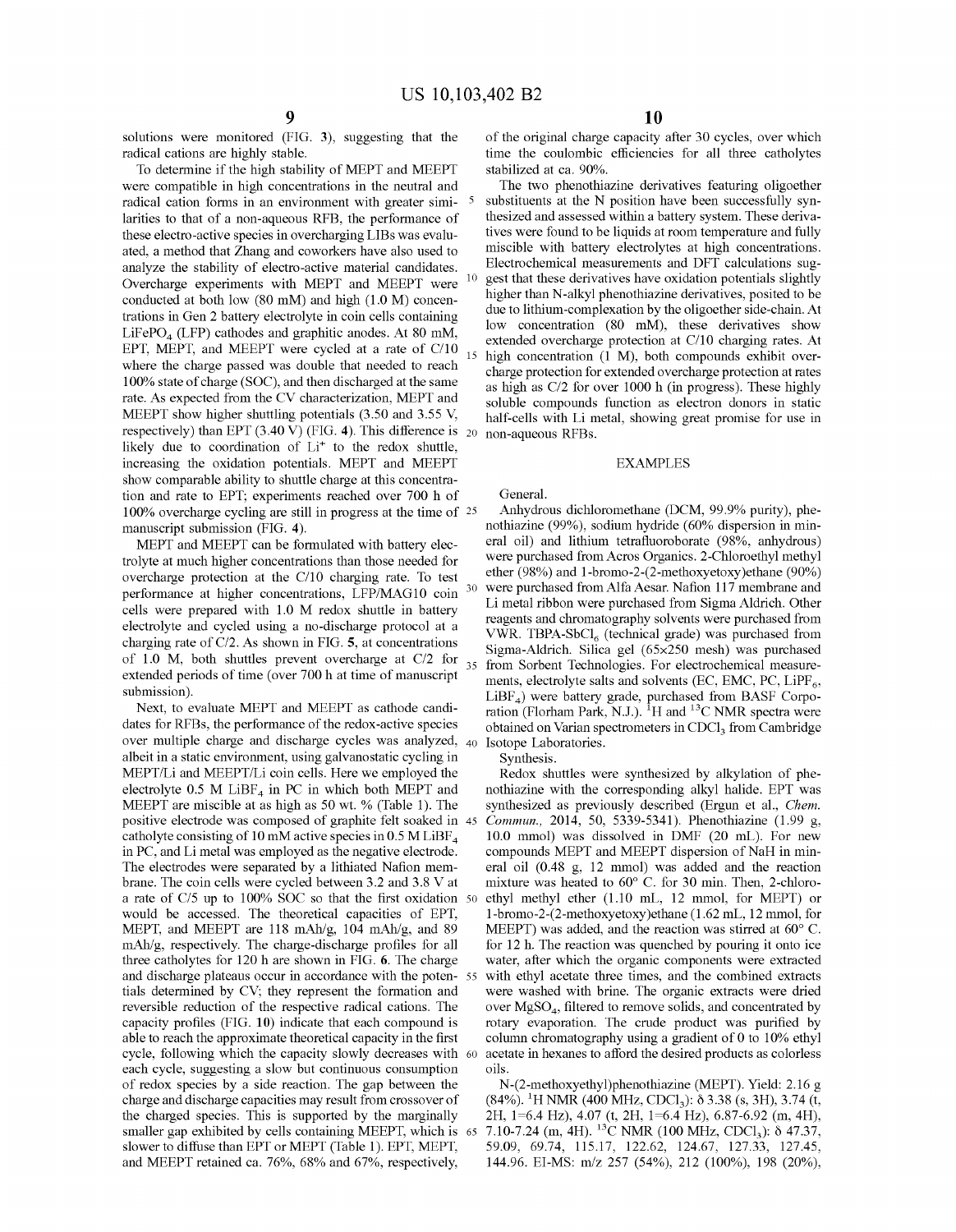solutions were monitored (FIG. 3), suggesting that the radical cations are highly stable.

To determine if the high stability of MEPT and MEEPT were compatible in high concentrations in the neutral and radical cation forms in an environment with greater similarities to that of a non-aqueous RFB, the performance of these electro-active species in overcharging LIBs was evaluated, a method that Zhang and coworkers have also used to analyze the stability of electro-active material candidates. Overcharge experiments with MEPT and MEEPT were conducted at both low (80 mM) and high (1.0 M) concentrations in Gen 2 battery electrolyte in coin cells containing $LiFePO_4$ (LFP) cathodes and graphitic anodes. At 80 mM, EPT, MEPT, and MEEPT were cycled at a rate of C/10 where the charge passed was double that needed to reach 100% state of charge (SOC), and then discharged at the same rate. As expected from the CV characterization, MEPT and MEEPT show higher shuttling potentials (3.50 and 3.55 V, respectively) than EPT (3.40 V) (FIG. 4). This difference is likely due to coordination of $Li^+$ to the redox shuttle, increasing the oxidation potentials. MEPT and MEEPT show comparable ability to shuttle charge at this concentration and rate to EPT; experiments reached over 700 h of 100% overcharge cycling are still in progress at the time of manuscript submission (FIG. 4).

MEPT and MEEPT can be formulated with battery electrolyte at much higher concentrations than those needed for overcharge protection at the C/10 charging rate. To test performance at higher concentrations, LFP/MAG10 coin cells were prepared with 1.0 M redox shuttle in battery electrolyte and cycled using a no-discharge protocol at a charging rate of C/2. As shown in FIG. 5, at concentrations of 1.0 M, both shuttles prevent overcharge at C/2 for extended periods of time (over 700 h at time of manuscript submission).

Next, to evaluate MEPT and MEEPT as cathode candidates for RFBs, the performance of the redox-active species over multiple charge and discharge cycles was analyzed, albeit in a static environment, using galvanostatic cycling in MEPT/Li and MEEPT/Li coin cells. Here we employed the electrolyte 0.5 M $LiBF_4$ in PC in which both MEPT and MEEPT are miscible at as high as 50 wt. % (Table 1). The positive electrode was composed of graphite felt soaked in catholyte consisting of 10 mM active species in 0.5 M $LiBF_4$ in PC, and Li metal was employed as the negative electrode. The electrodes were separated by a lithiated Nafion membrane. The coin cells were cycled between 3.2 and 3.8 V at a rate of C/5 up to 100% SOC so that the first oxidation would be accessed. The theoretical capacities of EPT, MEPT, and MEEPT are 118 mAh/g, 104 mAh/g, and 89 mAh/g, respectively. The charge-discharge profiles for all three catholytes for 120 h are shown in FIG. 6. The charge and discharge plateaus occur in accordance with the potentials determined by CV; they represent the formation and reversible reduction of the respective radical cations. The capacity profiles (FIG. 10) indicate that each compound is able to reach the approximate theoretical capacity in the first cycle, following which the capacity slowly decreases with each cycle, suggesting a slow but continuous consumption of redox species by a side reaction. The gap between the charge and discharge capacities may result from crossover of the charged species. This is supported by the marginally smaller gap exhibited by cells containing MEEPT, which is slower to diffuse than EPT or MEPT (Table 1). EPT, MEPT, and MEEPT retained ca. 76%, 68% and 67%, respectively, of the original charge capacity after 30 cycles, over which time the coulombic efficiencies for all three catholytes stabilized at ca. 90%.

The two phenothiazine derivatives featuring oligoether substituents at the N position have been successfully synthesized and assessed within a battery system. These derivatives were found to be liquids at room temperature and fully miscible with battery electrolytes at high concentrations. Electrochemical measurements and DFT calculations suggest that these derivatives have oxidation potentials slightly higher than N-alkyl phenothiazine derivatives, posited to be due to lithium-complexation by the oligoether side-chain. At low concentration (80 mM), these derivatives show extended overcharge protection at C/10 charging rates. At high concentration (1 M), both compounds exhibit overcharge protection for extended overcharge protection at rates as high as C/2 for over 1000 h (in progress). These highly soluble compounds function as electron donors in static half-cells with Li metal, showing great promise for use in non-aqueous RFBs.

## EXAMPLES

General.

Anhydrous dichloromethane (DCM, 99.9% purity), phenothiazine (99%), sodium hydride (60% dispersion in mineral oil) and lithium tetrafluoroborate (98%, anhydrous) were purchased from Acros Organics. 2-Chloroethyl methyl ether (98%) and 1-bromo-2-(2-methoxyetoxy)ethane (90%) were purchased from Alfa Aesar. Nafion 117 membrane and Li metal ribbon were purchased from Sigma Aldrich. Other reagents and chromatography solvents were purchased from VWR. TBPA-$SbCl_6$ (technical grade) was purchased from Sigma-Aldrich. Silica gel (65×250 mesh) was purchased from Sorbent Technologies. For electrochemical measurements, electrolyte salts and solvents (EC, EMC, PC, $LiPF_6$, $LiBF_4$) were battery grade, purchased from BASF Corporation (Florham Park, N.J.). $^1H$ and $^{13}C$ NMR spectra were obtained on Varian spectrometers in $CDCl_3$ from Cambridge Isotope Laboratories.

Synthesis.

Redox shuttles were synthesized by alkylation of phenothiazine with the corresponding alkyl halide. EPT was synthesized as previously described (Ergun et al., *Chem. Commun.*, 2014, 50, 5339-5341). Phenothiazine (1.99 g, 10.0 mmol) was dissolved in DMF (20 mL). For new compounds MEPT and MEEPT dispersion of NaH in mineral oil (0.48 g, 12 mmol) was added and the reaction mixture was heated to 60° C. for 30 min. Then, 2-chloroethyl methyl ether (1.10 mL, 12 mmol, for MEPT) or 1-bromo-2-(2-methoxyetoxy)ethane (1.62 mL, 12 mmol, for MEEPT) was added, and the reaction was stirred at 60° C. for 12 h. The reaction was quenched by pouring it onto ice water, after which the organic components were extracted with ethyl acetate three times, and the combined extracts were washed with brine. The organic extracts were dried over $MgSO_4$, filtered to remove solids, and concentrated by rotary evaporation. The crude product was purified by column chromatography using a gradient of 0 to 10% ethyl acetate in hexanes to afford the desired products as colorless oils.

N-(2-methoxyethyl)phenothiazine (MEPT). Yield: 2.16 g (84%). $^1H$ NMR (400 MHz, $CDCl_3$): δ 3.38 (s, 3H), 3.74 (t, 2H, J=6.4 Hz), 4.07 (t, 2H, J=6.4 Hz), 6.87-6.92 (m, 4H), 7.10-7.24 (m, 4H). $^{13}C$ NMR (100 MHz, $CDCl_3$): δ 47.37, 59.09, 69.74, 115.17, 122.62, 124.67, 127.33, 127.45, 144.96. EI-MS: m/z 257 (54%), 212 (100%), 198 (20%),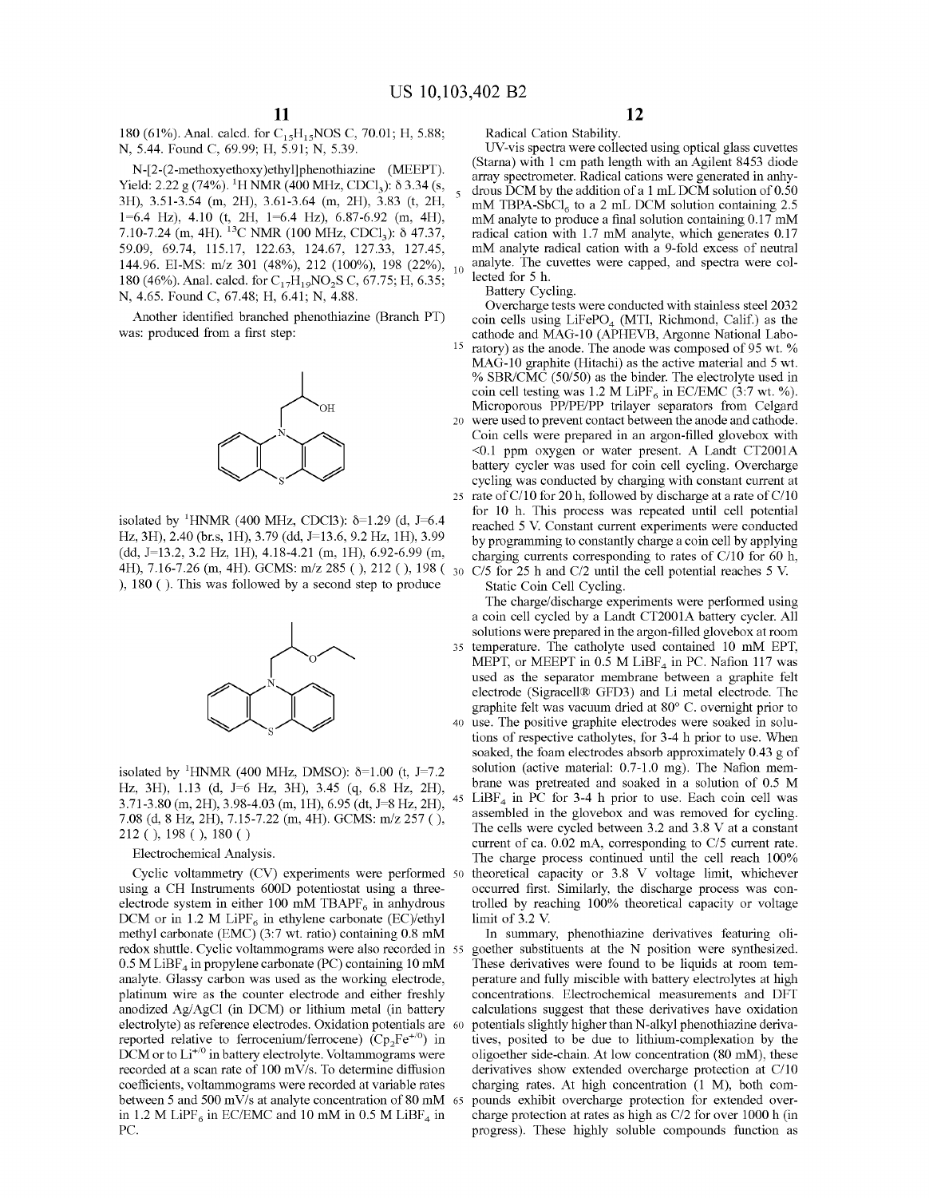180 (61%). Anal. calcd. for $C_{15}H_{15}NOS$ C, 70.01; H, 5.88; N, 5.44. Found C, 69.99; H, 5.91; N, 5.39.

N-[2-(2-methoxyethoxy)ethyl]phenothiazine (MEEPT). Yield: 2.22 g (74%). $^1$H NMR (400 MHz, $CDCl_3$): δ 3.34 (s, 3H), 3.51-3.54 (m, 2H), 3.61-3.64 (m, 2H), 3.83 (t, 2H, 1=6.4 Hz), 4.10 (t, 2H, 1=6.4 Hz), 6.87-6.92 (m, 4H), 7.10-7.24 (m, 4H). $^{13}$C NMR (100 MHz, $CDCl_3$): δ 47.37, 59.09, 69.74, 115.17, 122.63, 124.67, 127.33, 127.45, 144.96. EI-MS: m/z 301 (48%), 212 (100%), 198 (22%), 180 (46%). Anal. calcd. for $C_{17}H_{19}NO_2S$ C, 67.75; H, 6.35; N, 4.65. Found C, 67.48; H, 6.41; N, 4.88.

Another identified branched phenothiazine (Branch PT) was: produced from a first step:

isolated by $^1$HNMR (400 MHz, CDCl3): δ=1.29 (d, J=6.4 Hz, 3H), 2.40 (br.s, 1H), 3.79 (dd, J=13.6, 9.2 Hz, 1H), 3.99 (dd, J=13.2, 3.2 Hz, 1H), 4.18-4.21 (m, 1H), 6.92-6.99 (m, 4H), 7.16-7.26 (m, 4H). GCMS: m/z 285 ( ), 212 ( ), 198 ( ), 180 ( ). This was followed by a second step to produce

isolated by $^1$HNMR (400 MHz, DMSO): δ=1.00 (t, J=7.2 Hz, 3H), 1.13 (d, J=6 Hz, 3H), 3.45 (q, 6.8 Hz, 2H), 3.71-3.80 (m, 2H), 3.98-4.03 (m, 1H), 6.95 (dt, J=8 Hz, 2H), 7.08 (d, 8 Hz, 2H), 7.15-7.22 (m, 4H). GCMS: m/z 257 ( ), 212 ( ), 198 ( ), 180 ( )

Electrochemical Analysis.

Cyclic voltammetry (CV) experiments were performed using a CH Instruments 600D potentiostat using a three-electrode system in either 100 mM $TBAPF_6$ in anhydrous DCM or in 1.2 M $LiPF_6$ in ethylene carbonate (EC)/ethyl methyl carbonate (EMC) (3:7 wt. ratio) containing 0.8 mM redox shuttle. Cyclic voltammograms were also recorded in 0.5 M $LiBF_4$ in propylene carbonate (PC) containing 10 mM analyte. Glassy carbon was used as the working electrode, platinum wire as the counter electrode and either freshly anodized Ag/AgCl (in DCM) or lithium metal (in battery electrolyte) as reference electrodes. Oxidation potentials are reported relative to ferrocenium/ferrocene) ($Cp_2Fe^{+/0}$) in DCM or to $Li^{+/0}$ in battery electrolyte. Voltammograms were recorded at a scan rate of 100 mV/s. To determine diffusion coefficients, voltammograms were recorded at variable rates between 5 and 500 mV/s at analyte concentration of 80 mM in 1.2 M $LiPF_6$ in EC/EMC and 10 mM in 0.5 M $LiBF_4$ in PC.

Radical Cation Stability.

UV-vis spectra were collected using optical glass cuvettes (Starna) with 1 cm path length with an Agilent 8453 diode array spectrometer. Radical cations were generated in anhydrous DCM by the addition of a 1 mL DCM solution of 0.50 mM TBPA-$SbCl_6$ to a 2 mL DCM solution containing 2.5 mM analyte to produce a final solution containing 0.17 mM radical cation with 1.7 mM analyte, which generates 0.17 mM analyte radical cation with a 9-fold excess of neutral analyte. The cuvettes were capped, and spectra were collected for 5 h.

Battery Cycling.

Overcharge tests were conducted with stainless steel 2032 coin cells using $LiFePO_4$ (MTI, Richmond, Calif.) as the cathode and MAG-10 (APHEVB, Argonne National Laboratory) as the anode. The anode was composed of 95 wt. % MAG-10 graphite (Hitachi) as the active material and 5 wt. % SBR/CMC (50/50) as the binder. The electrolyte used in coin cell testing was 1.2 M $LiPF_6$ in EC/EMC (3:7 wt. %). Microporous PP/PE/PP trilayer separators from Celgard were used to prevent contact between the anode and cathode. Coin cells were prepared in an argon-filled glovebox with <0.1 ppm oxygen or water present. A Landt CT2001A battery cycler was used for coin cell cycling. Overcharge cycling was conducted by charging with constant current at rate of C/10 for 20 h, followed by discharge at a rate of C/10 for 10 h. This process was repeated until cell potential reached 5 V. Constant current experiments were conducted by programming to constantly charge a coin cell by applying charging currents corresponding to rates of C/10 for 60 h, C/5 for 25 h and C/2 until the cell potential reaches 5 V.

Static Coin Cell Cycling.

The charge/discharge experiments were performed using a coin cell cycled by a Landt CT2001A battery cycler. All solutions were prepared in the argon-filled glovebox at room temperature. The catholyte used contained 10 mM EPT, MEPT, or MEEPT in 0.5 M $LiBF_4$ in PC. Nafion 117 was used as the separator membrane between a graphite felt electrode (Sigracell® GFD3) and Li metal electrode. The graphite felt was vacuum dried at 80° C. overnight prior to use. The positive graphite electrodes were soaked in solutions of respective catholytes, for 3-4 h prior to use. When soaked, the foam electrodes absorb approximately 0.43 g of solution (active material: 0.7-1.0 mg). The Nafion membrane was pretreated and soaked in a solution of 0.5 M $LiBF_4$ in PC for 3-4 h prior to use. Each coin cell was assembled in the glovebox and was removed for cycling. The cells were cycled between 3.2 and 3.8 V at a constant current of ca. 0.02 mA, corresponding to C/5 current rate. The charge process continued until the cell reach 100% theoretical capacity or 3.8 V voltage limit, whichever occurred first. Similarly, the discharge process was controlled by reaching 100% theoretical capacity or voltage limit of 3.2 V.

In summary, phenothiazine derivatives featuring oligoether substituents at the N position were synthesized. These derivatives were found to be liquids at room temperature and fully miscible with battery electrolytes at high concentrations. Electrochemical measurements and DFT calculations suggest that these derivatives have oxidation potentials slightly higher than N-alkyl phenothiazine derivatives, posited to be due to lithium-complexation by the oligoether side-chain. At low concentration (80 mM), these derivatives show extended overcharge protection at C/10 charging rates. At high concentration (1 M), both compounds exhibit overcharge protection for extended overcharge protection at rates as high as C/2 for over 1000 h (in progress). These highly soluble compounds function as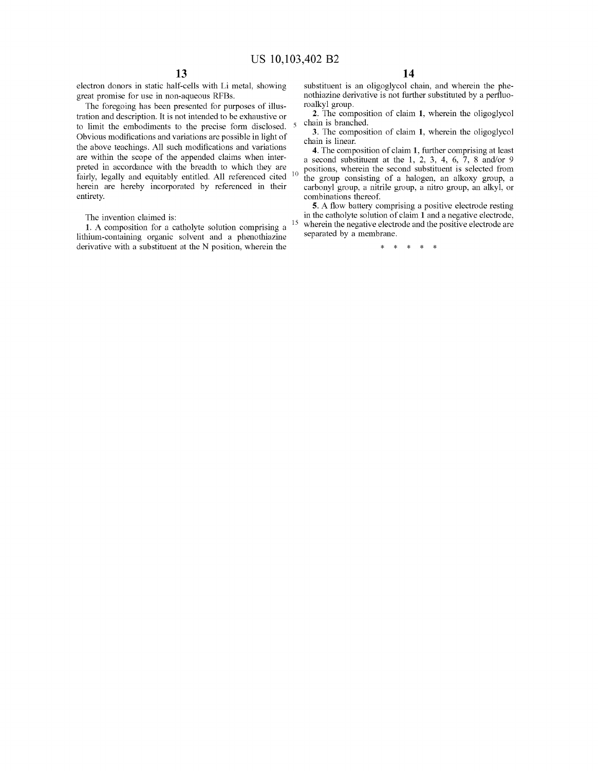electron donors in static half-cells with Li metal, showing great promise for use in non-aqueous RFBs.

The foregoing has been presented for purposes of illustration and description. It is not intended to be exhaustive or to limit the embodiments to the precise form disclosed. Obvious modifications and variations are possible in light of the above teachings. All such modifications and variations are within the scope of the appended claims when interpreted in accordance with the breadth to which they are fairly, legally and equitably entitled. All referenced cited herein are hereby incorporated by referenced in their entirety.

The invention claimed is:

**1**. A composition for a catholyte solution comprising a lithium-containing organic solvent and a phenothiazine derivative with a substituent at the N position, wherein the substituent is an oligoglycol chain, and wherein the phenothiazine derivative is not further substituted by a perfluoroalkyl group.

**2**. The composition of claim **1**, wherein the oligoglycol chain is branched.

**3**. The composition of claim **1**, wherein the oligoglycol chain is linear.

**4**. The composition of claim **1**, further comprising at least a second substituent at the 1, 2, 3, 4, 6, 7, 8 and/or 9 positions, wherein the second substituent is selected from the group consisting of a halogen, an alkoxy group, a carbonyl group, a nitrile group, a nitro group, an alkyl, or combinations thereof.

**5**. A flow battery comprising a positive electrode resting in the catholyte solution of claim **1** and a negative electrode, wherein the negative electrode and the positive electrode are separated by a membrane.

* * * * *